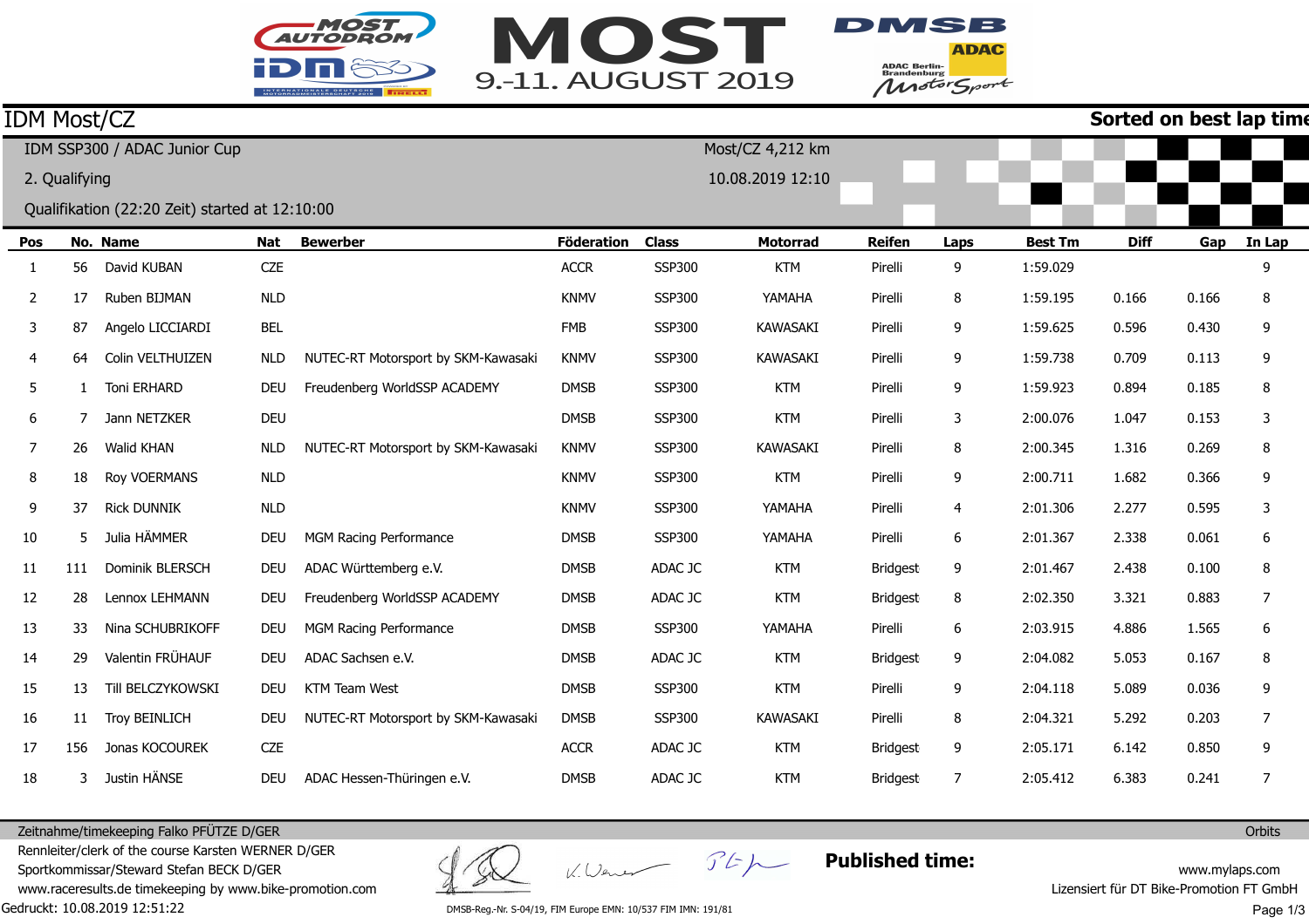MOST AUTODROM · IDM · MOST 9.-11. AUGUST 2019 · DMSB · ADAC Berlin-Brandenburg MotorSport

# IDM Most/CZ

**Sorted on best lap time**

IDM SSP300 / ADAC Junior Cup

2. Qualifying

Qualifikation (22:20 Zeit) started at 12:10:00

Most/CZ 4,212 km

10.08.2019 12:10

| Pos | No. | Name | Nat | Bewerber | Föderation | Class | Motorrad | Reifen | Laps | Best Tm | Diff | Gap | In Lap |
|---|---|---|---|---|---|---|---|---|---|---|---|---|---|
| 1 | 56 | David KUBAN | CZE | | ACCR | SSP300 | KTM | Pirelli | 9 | 1:59.029 | | | 9 |
| 2 | 17 | Ruben BIJMAN | NLD | | KNMV | SSP300 | YAMAHA | Pirelli | 8 | 1:59.195 | 0.166 | 0.166 | 8 |
| 3 | 87 | Angelo LICCIARDI | BEL | | FMB | SSP300 | KAWASAKI | Pirelli | 9 | 1:59.625 | 0.596 | 0.430 | 9 |
| 4 | 64 | Colin VELTHUIZEN | NLD | NUTEC-RT Motorsport by SKM-Kawasaki | KNMV | SSP300 | KAWASAKI | Pirelli | 9 | 1:59.738 | 0.709 | 0.113 | 9 |
| 5 | 1 | Toni ERHARD | DEU | Freudenberg WorldSSP ACADEMY | DMSB | SSP300 | KTM | Pirelli | 9 | 1:59.923 | 0.894 | 0.185 | 8 |
| 6 | 7 | Jann NETZKER | DEU | | DMSB | SSP300 | KTM | Pirelli | 3 | 2:00.076 | 1.047 | 0.153 | 3 |
| 7 | 26 | Walid KHAN | NLD | NUTEC-RT Motorsport by SKM-Kawasaki | KNMV | SSP300 | KAWASAKI | Pirelli | 8 | 2:00.345 | 1.316 | 0.269 | 8 |
| 8 | 18 | Roy VOERMANS | NLD | | KNMV | SSP300 | KTM | Pirelli | 9 | 2:00.711 | 1.682 | 0.366 | 9 |
| 9 | 37 | Rick DUNNIK | NLD | | KNMV | SSP300 | YAMAHA | Pirelli | 4 | 2:01.306 | 2.277 | 0.595 | 3 |
| 10 | 5 | Julia HÄMMER | DEU | MGM Racing Performance | DMSB | SSP300 | YAMAHA | Pirelli | 6 | 2:01.367 | 2.338 | 0.061 | 6 |
| 11 | 111 | Dominik BLERSCH | DEU | ADAC Württemberg e.V. | DMSB | ADAC JC | KTM | Bridgest | 9 | 2:01.467 | 2.438 | 0.100 | 8 |
| 12 | 28 | Lennox LEHMANN | DEU | Freudenberg WorldSSP ACADEMY | DMSB | ADAC JC | KTM | Bridgest | 8 | 2:02.350 | 3.321 | 0.883 | 7 |
| 13 | 33 | Nina SCHUBRIKOFF | DEU | MGM Racing Performance | DMSB | SSP300 | YAMAHA | Pirelli | 6 | 2:03.915 | 4.886 | 1.565 | 6 |
| 14 | 29 | Valentin FRÜHAUF | DEU | ADAC Sachsen e.V. | DMSB | ADAC JC | KTM | Bridgest | 9 | 2:04.082 | 5.053 | 0.167 | 8 |
| 15 | 13 | Till BELCZYKOWSKI | DEU | KTM Team West | DMSB | SSP300 | KTM | Pirelli | 9 | 2:04.118 | 5.089 | 0.036 | 9 |
| 16 | 11 | Troy BEINLICH | DEU | NUTEC-RT Motorsport by SKM-Kawasaki | DMSB | SSP300 | KAWASAKI | Pirelli | 8 | 2:04.321 | 5.292 | 0.203 | 7 |
| 17 | 156 | Jonas KOCOUREK | CZE | | ACCR | ADAC JC | KTM | Bridgest | 9 | 2:05.171 | 6.142 | 0.850 | 9 |
| 18 | 3 | Justin HÄNSE | DEU | ADAC Hessen-Thüringen e.V. | DMSB | ADAC JC | KTM | Bridgest | 7 | 2:05.412 | 6.383 | 0.241 | 7 |

Zeitnahme/timekeeping Falko PFÜTZE D/GER

Rennleiter/clerk of the course Karsten WERNER D/GER

Sportkommissar/Steward Stefan BECK D/GER

www.raceresults.de timekeeping by www.bike-promotion.com

Gedruckt: 10.08.2019 12:51:22

**Published time:**

Orbits

www.mylaps.com

Lizensiert für DT Bike-Promotion FT GmbH

DMSB-Reg.-Nr. S-04/19, FIM Europe EMN: 10/537 FIM IMN: 191/81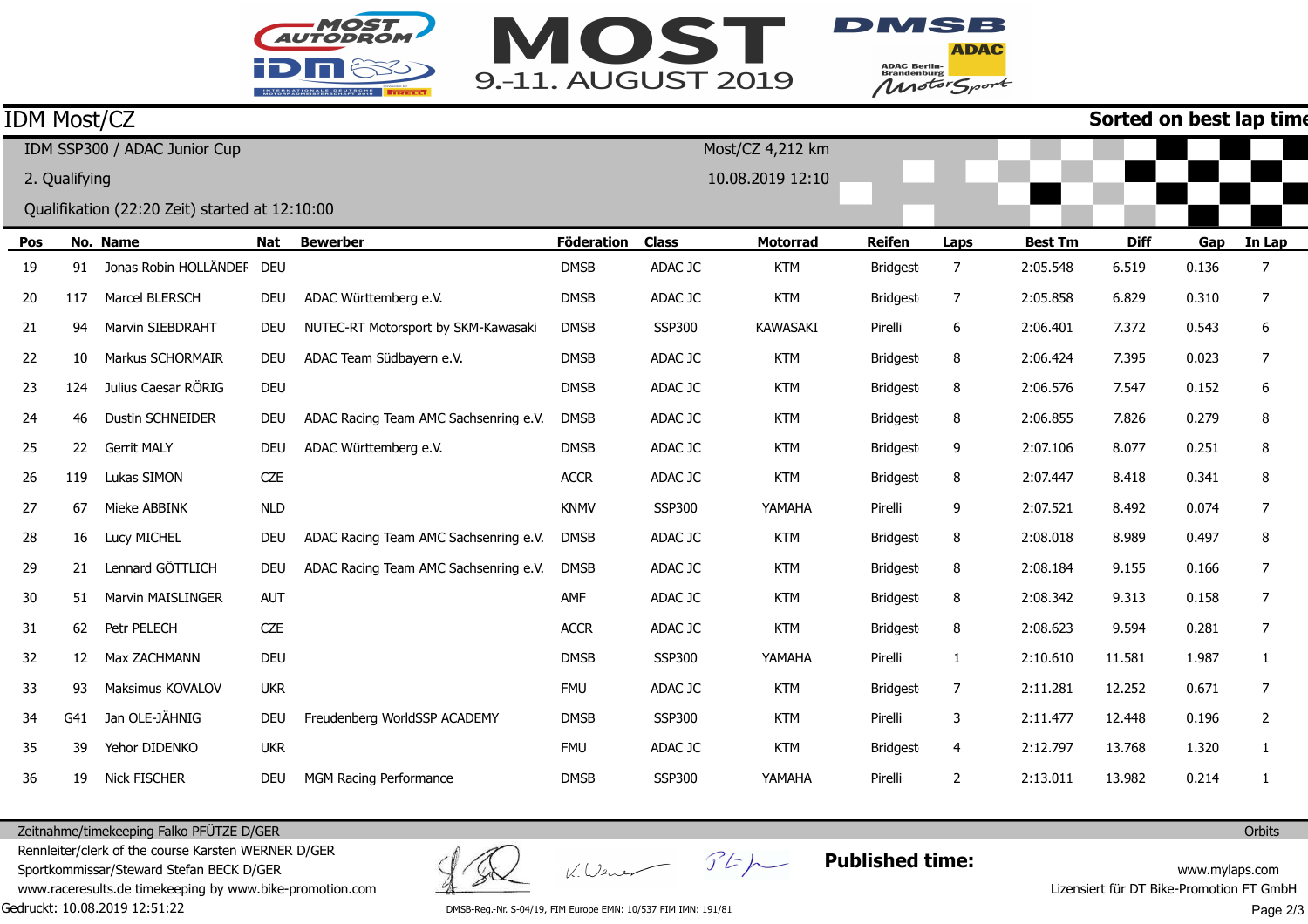MOST 9.-11. AUGUST 2019

# IDM Most/CZ

**Sorted on best lap time**

IDM SSP300 / ADAC Junior Cup

2. Qualifying

Qualifikation (22:20 Zeit) started at 12:10:00

Most/CZ 4,212 km

10.08.2019 12:10

| Pos | No. | Name | Nat | Bewerber | Föderation | Class | Motorrad | Reifen | Laps | Best Tm | Diff | Gap | In Lap |
|---|---|---|---|---|---|---|---|---|---|---|---|---|---|
| 19 | 91 | Jonas Robin HOLLÄNDEF | DEU | | DMSB | ADAC JC | KTM | Bridgest | 7 | 2:05.548 | 6.519 | 0.136 | 7 |
| 20 | 117 | Marcel BLERSCH | DEU | ADAC Württemberg e.V. | DMSB | ADAC JC | KTM | Bridgest | 7 | 2:05.858 | 6.829 | 0.310 | 7 |
| 21 | 94 | Marvin SIEBDRAHT | DEU | NUTEC-RT Motorsport by SKM-Kawasaki | DMSB | SSP300 | KAWASAKI | Pirelli | 6 | 2:06.401 | 7.372 | 0.543 | 6 |
| 22 | 10 | Markus SCHORMAIR | DEU | ADAC Team Südbayern e.V. | DMSB | ADAC JC | KTM | Bridgest | 8 | 2:06.424 | 7.395 | 0.023 | 7 |
| 23 | 124 | Julius Caesar RÖRIG | DEU | | DMSB | ADAC JC | KTM | Bridgest | 8 | 2:06.576 | 7.547 | 0.152 | 6 |
| 24 | 46 | Dustin SCHNEIDER | DEU | ADAC Racing Team AMC Sachsenring e.V. | DMSB | ADAC JC | KTM | Bridgest | 8 | 2:06.855 | 7.826 | 0.279 | 8 |
| 25 | 22 | Gerrit MALY | DEU | ADAC Württemberg e.V. | DMSB | ADAC JC | KTM | Bridgest | 9 | 2:07.106 | 8.077 | 0.251 | 8 |
| 26 | 119 | Lukas SIMON | CZE | | ACCR | ADAC JC | KTM | Bridgest | 8 | 2:07.447 | 8.418 | 0.341 | 8 |
| 27 | 67 | Mieke ABBINK | NLD | | KNMV | SSP300 | YAMAHA | Pirelli | 9 | 2:07.521 | 8.492 | 0.074 | 7 |
| 28 | 16 | Lucy MICHEL | DEU | ADAC Racing Team AMC Sachsenring e.V. | DMSB | ADAC JC | KTM | Bridgest | 8 | 2:08.018 | 8.989 | 0.497 | 8 |
| 29 | 21 | Lennard GÖTTLICH | DEU | ADAC Racing Team AMC Sachsenring e.V. | DMSB | ADAC JC | KTM | Bridgest | 8 | 2:08.184 | 9.155 | 0.166 | 7 |
| 30 | 51 | Marvin MAISLINGER | AUT | | AMF | ADAC JC | KTM | Bridgest | 8 | 2:08.342 | 9.313 | 0.158 | 7 |
| 31 | 62 | Petr PELECH | CZE | | ACCR | ADAC JC | KTM | Bridgest | 8 | 2:08.623 | 9.594 | 0.281 | 7 |
| 32 | 12 | Max ZACHMANN | DEU | | DMSB | SSP300 | YAMAHA | Pirelli | 1 | 2:10.610 | 11.581 | 1.987 | 1 |
| 33 | 93 | Maksimus KOVALOV | UKR | | FMU | ADAC JC | KTM | Bridgest | 7 | 2:11.281 | 12.252 | 0.671 | 7 |
| 34 | G41 | Jan OLE-JÄHNIG | DEU | Freudenberg WorldSSP ACADEMY | DMSB | SSP300 | KTM | Pirelli | 3 | 2:11.477 | 12.448 | 0.196 | 2 |
| 35 | 39 | Yehor DIDENKO | UKR | | FMU | ADAC JC | KTM | Bridgest | 4 | 2:12.797 | 13.768 | 1.320 | 1 |
| 36 | 19 | Nick FISCHER | DEU | MGM Racing Performance | DMSB | SSP300 | YAMAHA | Pirelli | 2 | 2:13.011 | 13.982 | 0.214 | 1 |

Zeitnahme/timekeeping Falko PFÜTZE D/GER

Rennleiter/clerk of the course Karsten WERNER D/GER

Sportkommissar/Steward Stefan BECK D/GER

www.raceresults.de timekeeping by www.bike-promotion.com

Gedruckt: 10.08.2019 12:51:22

DMSB-Reg.-Nr. S-04/19, FIM Europe EMN: 10/537 FIM IMN: 191/81

**Published time:**

Orbits

www.mylaps.com

Lizensiert für DT Bike-Promotion FT GmbH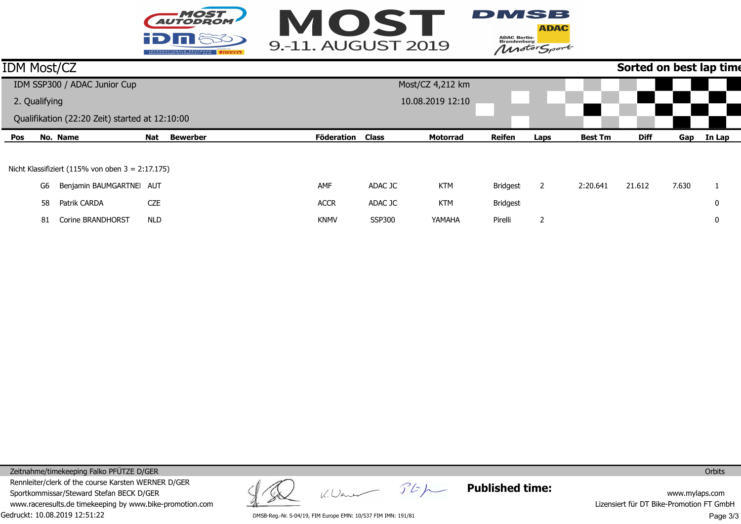# IDM Most/CZ

**Sorted on best lap time**

IDM SSP300 / ADAC Junior Cup

2. Qualifying

Qualifikation (22:20 Zeit) started at 12:10:00

Most/CZ 4,212 km

10.08.2019 12:10

| Pos | No. | Name | Nat | Bewerber | Föderation | Class | Motorrad | Reifen | Laps | Best Tm | Diff | Gap | In Lap |
|---|---|---|---|---|---|---|---|---|---|---|---|---|---|
| Nicht Klassifiziert (115% von oben 3 = 2:17.175) | | | | | | | | | | | | | |
| | G6 | Benjamin BAUMGARTNE | AUT | | AMF | ADAC JC | KTM | Bridgest | 2 | 2:20.641 | 21.612 | 7.630 | 1 |
| | 58 | Patrik CARDA | CZE | | ACCR | ADAC JC | KTM | Bridgest | | | | | 0 |
| | 81 | Corine BRANDHORST | NLD | | KNMV | SSP300 | YAMAHA | Pirelli | 2 | | | | 0 |

Zeitnahme/timekeeping Falko PFÜTZE D/GER

Rennleiter/clerk of the course Karsten WERNER D/GER

Sportkommissar/Steward Stefan BECK D/GER

www.raceresults.de timekeeping by www.bike-promotion.com

Gedruckt: 10.08.2019 12:51:22

DMSB-Reg.-Nr. S-04/19, FIM Europe EMN: 10/537 FIM IMN: 191/81

**Published time:**

Orbits

www.mylaps.com

Lizensiert für DT Bike-Promotion FT GmbH